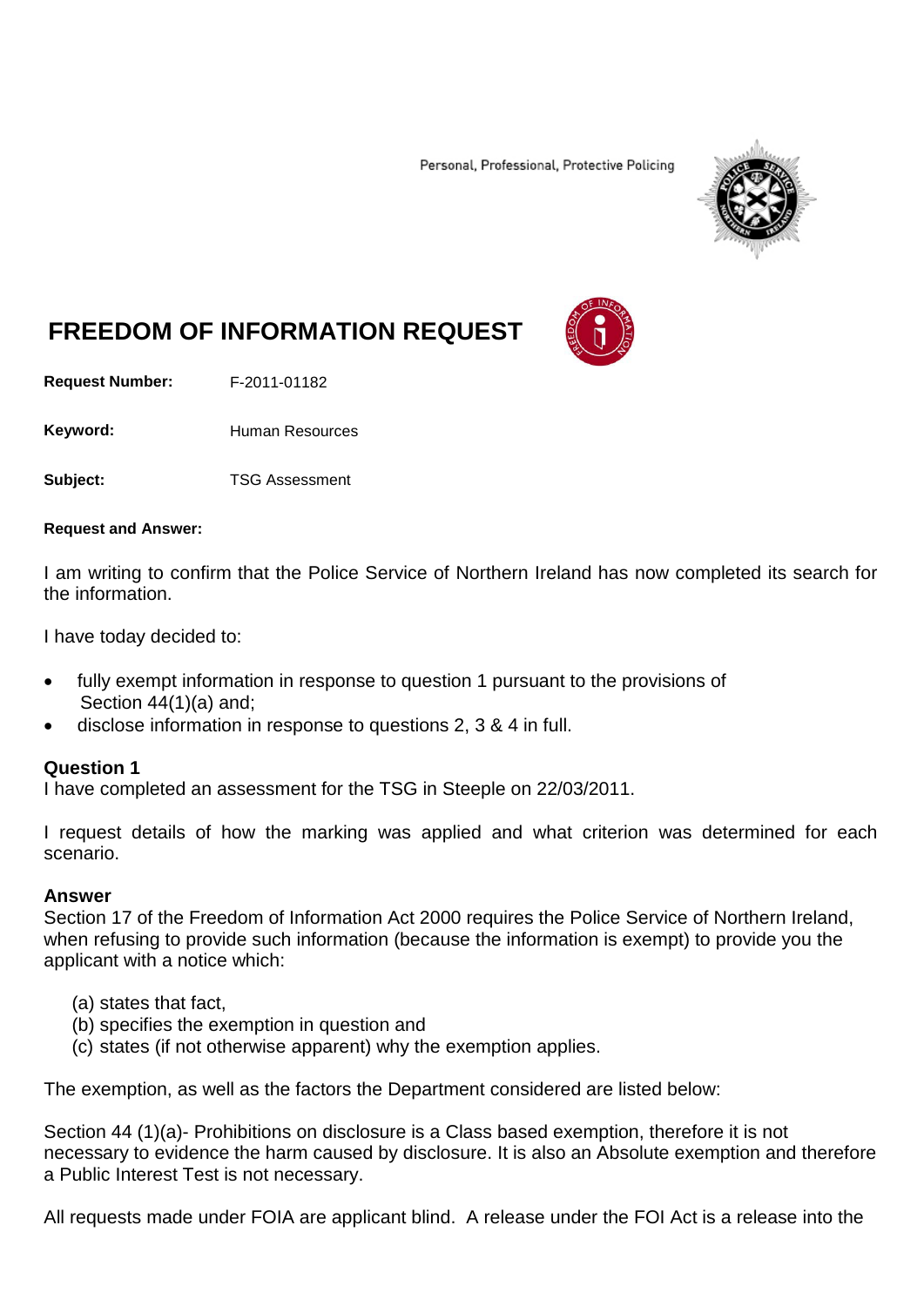Personal, Professional, Protective Policing

# FREEDOM OF INFORMATION REQUEST

**Request Number:** F-2011-01182

**Keyword:** Human Resources

**Subject:** TSG Assessment

**Request and Answer:**

I am writing to confirm that the Police Service of Northern Ireland has now completed its search for the information.

I have today decided to:

- fully exempt information in response to question 1 pursuant to the provisions of Section 44(1)(a) and;
- disclose information in response to questions 2, 3 & 4 in full.

**Question 1**
I have completed an assessment for the TSG in Steeple on 22/03/2011.

I request details of how the marking was applied and what criterion was determined for each scenario.

**Answer**
Section 17 of the Freedom of Information Act 2000 requires the Police Service of Northern Ireland, when refusing to provide such information (because the information is exempt) to provide you the applicant with a notice which:

(a) states that fact,
(b) specifies the exemption in question and
(c) states (if not otherwise apparent) why the exemption applies.

The exemption, as well as the factors the Department considered are listed below:

Section 44 (1)(a)- Prohibitions on disclosure is a Class based exemption, therefore it is not necessary to evidence the harm caused by disclosure. It is also an Absolute exemption and therefore a Public Interest Test is not necessary.

All requests made under FOIA are applicant blind. A release under the FOI Act is a release into the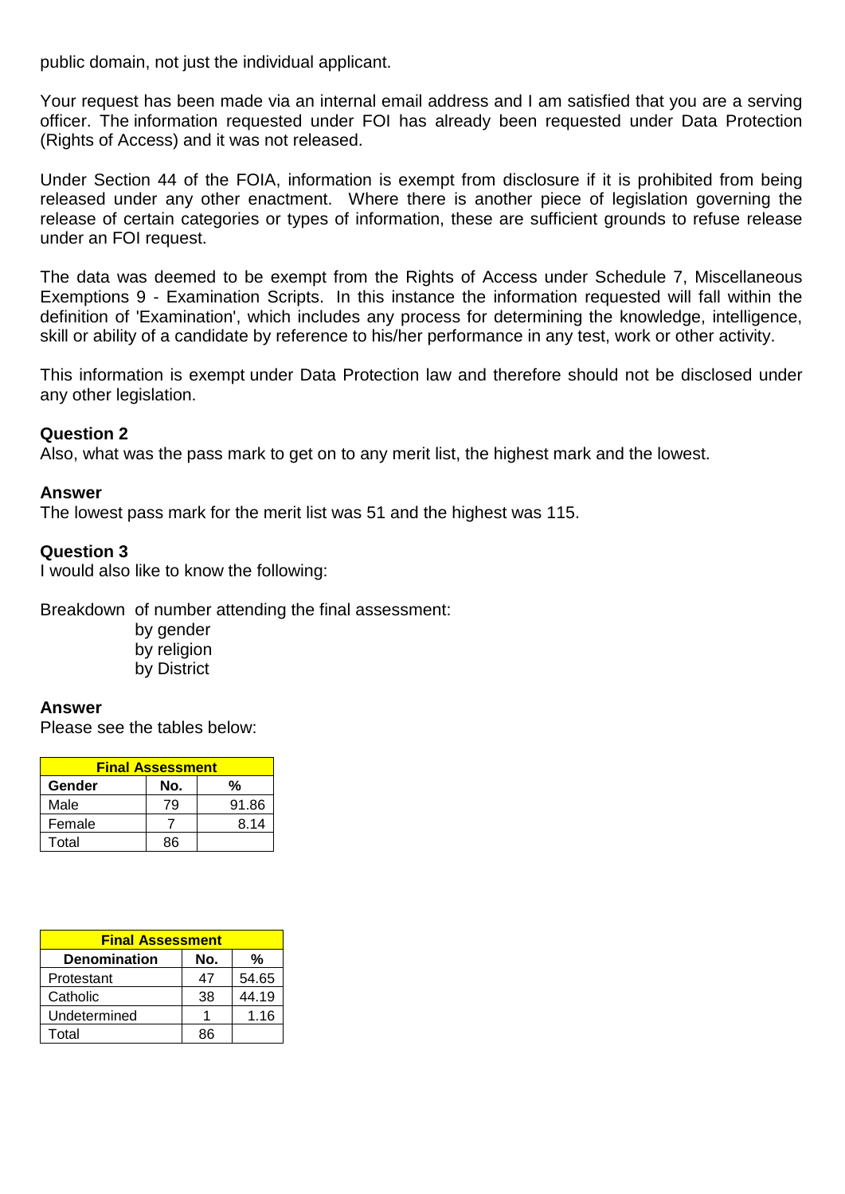public domain, not just the individual applicant.

Your request has been made via an internal email address and I am satisfied that you are a serving officer. The information requested under FOI has already been requested under Data Protection (Rights of Access) and it was not released.

Under Section 44 of the FOIA, information is exempt from disclosure if it is prohibited from being released under any other enactment. Where there is another piece of legislation governing the release of certain categories or types of information, these are sufficient grounds to refuse release under an FOI request.

The data was deemed to be exempt from the Rights of Access under Schedule 7, Miscellaneous Exemptions 9 - Examination Scripts. In this instance the information requested will fall within the definition of 'Examination', which includes any process for determining the knowledge, intelligence, skill or ability of a candidate by reference to his/her performance in any test, work or other activity.

This information is exempt under Data Protection law and therefore should not be disclosed under any other legislation.

**Question 2**
Also, what was the pass mark to get on to any merit list, the highest mark and the lowest.

**Answer**
The lowest pass mark for the merit list was 51 and the highest was 115.

**Question 3**
I would also like to know the following:

Breakdown of number attending the final assessment:
- by gender
- by religion
- by District

**Answer**
Please see the tables below:

| Final Assessment | | |
|---|---|---|
| **Gender** | **No.** | **%** |
| Male | 79 | 91.86 |
| Female | 7 | 8.14 |
| Total | 86 | |

| Final Assessment | | |
|---|---|---|
| **Denomination** | **No.** | **%** |
| Protestant | 47 | 54.65 |
| Catholic | 38 | 44.19 |
| Undetermined | 1 | 1.16 |
| Total | 86 | |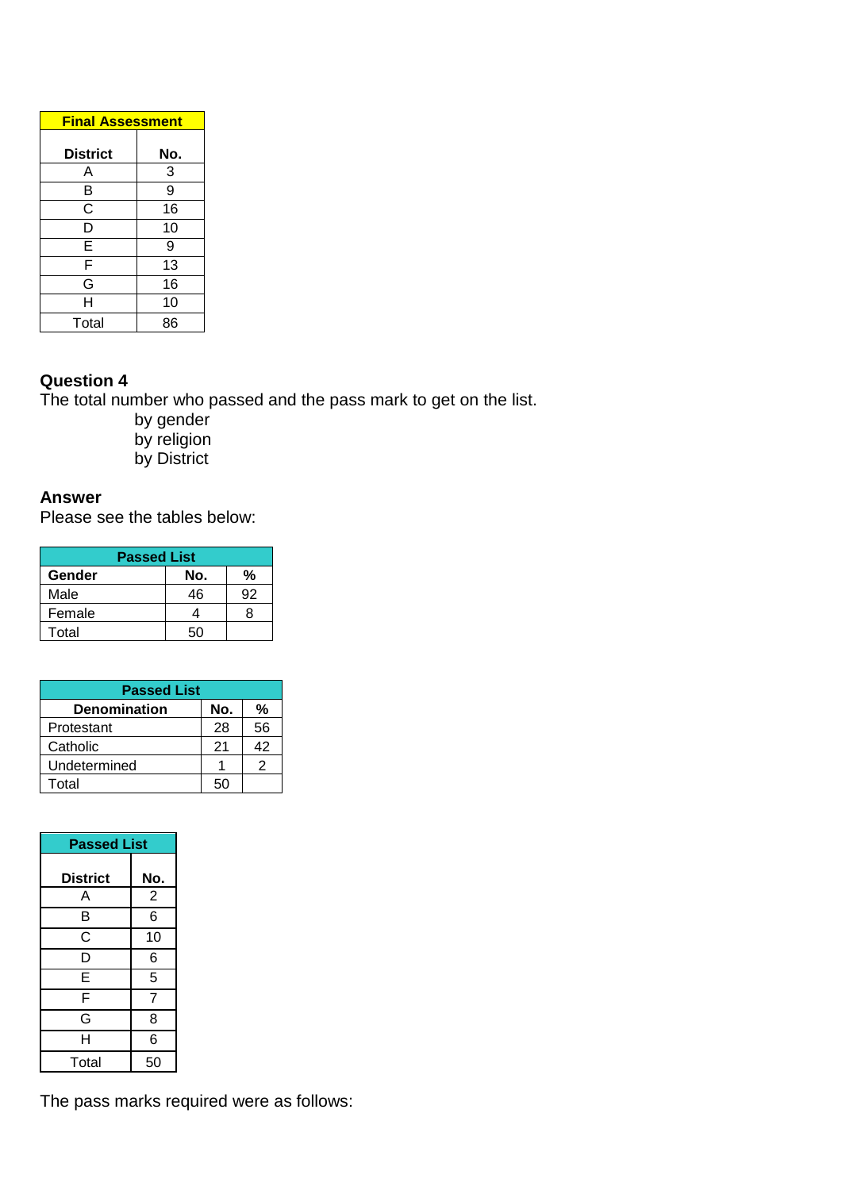| Final Assessment | |
|---|---|
| **District** | **No.** |
| A | 3 |
| B | 9 |
| C | 16 |
| D | 10 |
| E | 9 |
| F | 13 |
| G | 16 |
| H | 10 |
| Total | 86 |

**Question 4**

The total number who passed and the pass mark to get on the list.

by gender
by religion
by District

**Answer**

Please see the tables below:

| Passed List | | |
|---|---|---|
| **Gender** | **No.** | **%** |
| Male | 46 | 92 |
| Female | 4 | 8 |
| Total | 50 | |

| Passed List | | |
|---|---|---|
| **Denomination** | **No.** | **%** |
| Protestant | 28 | 56 |
| Catholic | 21 | 42 |
| Undetermined | 1 | 2 |
| Total | 50 | |

| Passed List | |
|---|---|
| **District** | **No.** |
| A | 2 |
| B | 6 |
| C | 10 |
| D | 6 |
| E | 5 |
| F | 7 |
| G | 8 |
| H | 6 |
| Total | 50 |

The pass marks required were as follows: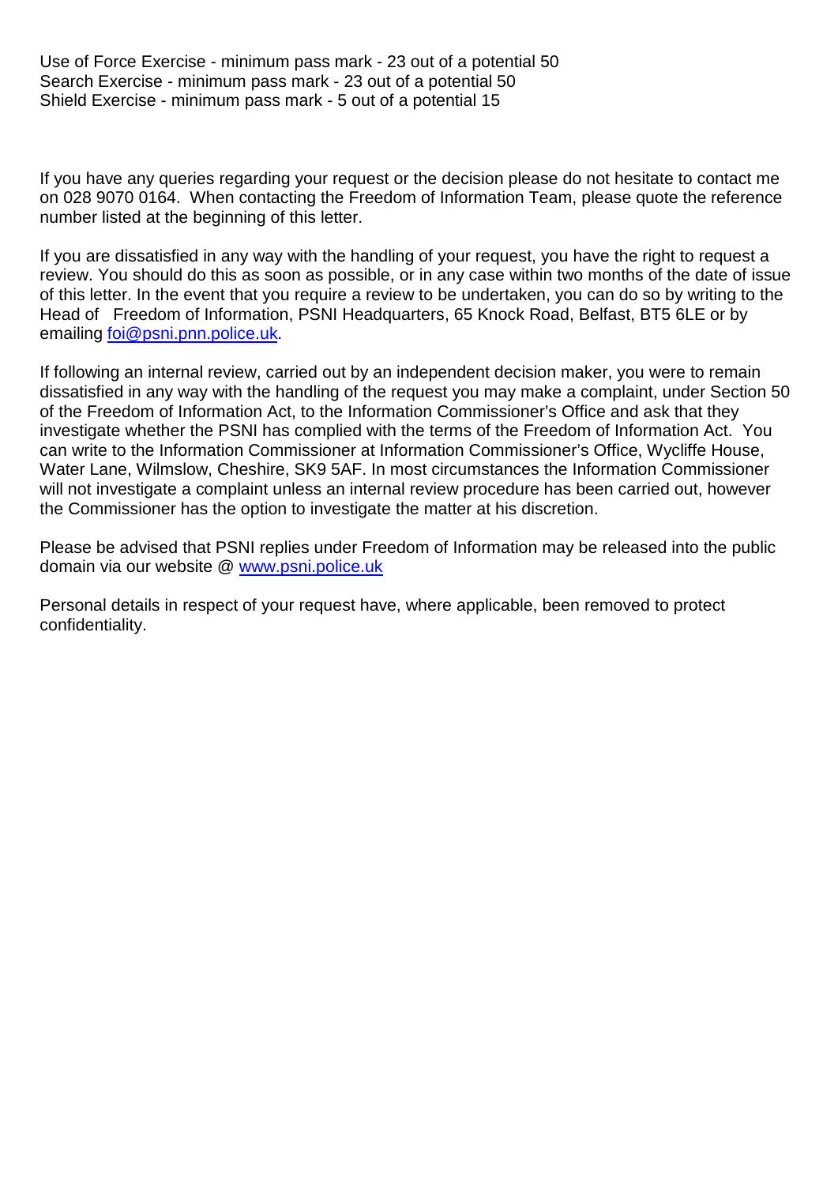Use of Force Exercise - minimum pass mark - 23 out of a potential 50
Search Exercise - minimum pass mark - 23 out of a potential 50
Shield Exercise - minimum pass mark - 5 out of a potential 15

If you have any queries regarding your request or the decision please do not hesitate to contact me on 028 9070 0164. When contacting the Freedom of Information Team, please quote the reference number listed at the beginning of this letter.

If you are dissatisfied in any way with the handling of your request, you have the right to request a review. You should do this as soon as possible, or in any case within two months of the date of issue of this letter. In the event that you require a review to be undertaken, you can do so by writing to the Head of Freedom of Information, PSNI Headquarters, 65 Knock Road, Belfast, BT5 6LE or by emailing foi@psni.pnn.police.uk.

If following an internal review, carried out by an independent decision maker, you were to remain dissatisfied in any way with the handling of the request you may make a complaint, under Section 50 of the Freedom of Information Act, to the Information Commissioner's Office and ask that they investigate whether the PSNI has complied with the terms of the Freedom of Information Act. You can write to the Information Commissioner at Information Commissioner's Office, Wycliffe House, Water Lane, Wilmslow, Cheshire, SK9 5AF. In most circumstances the Information Commissioner will not investigate a complaint unless an internal review procedure has been carried out, however the Commissioner has the option to investigate the matter at his discretion.

Please be advised that PSNI replies under Freedom of Information may be released into the public domain via our website @ www.psni.police.uk

Personal details in respect of your request have, where applicable, been removed to protect confidentiality.